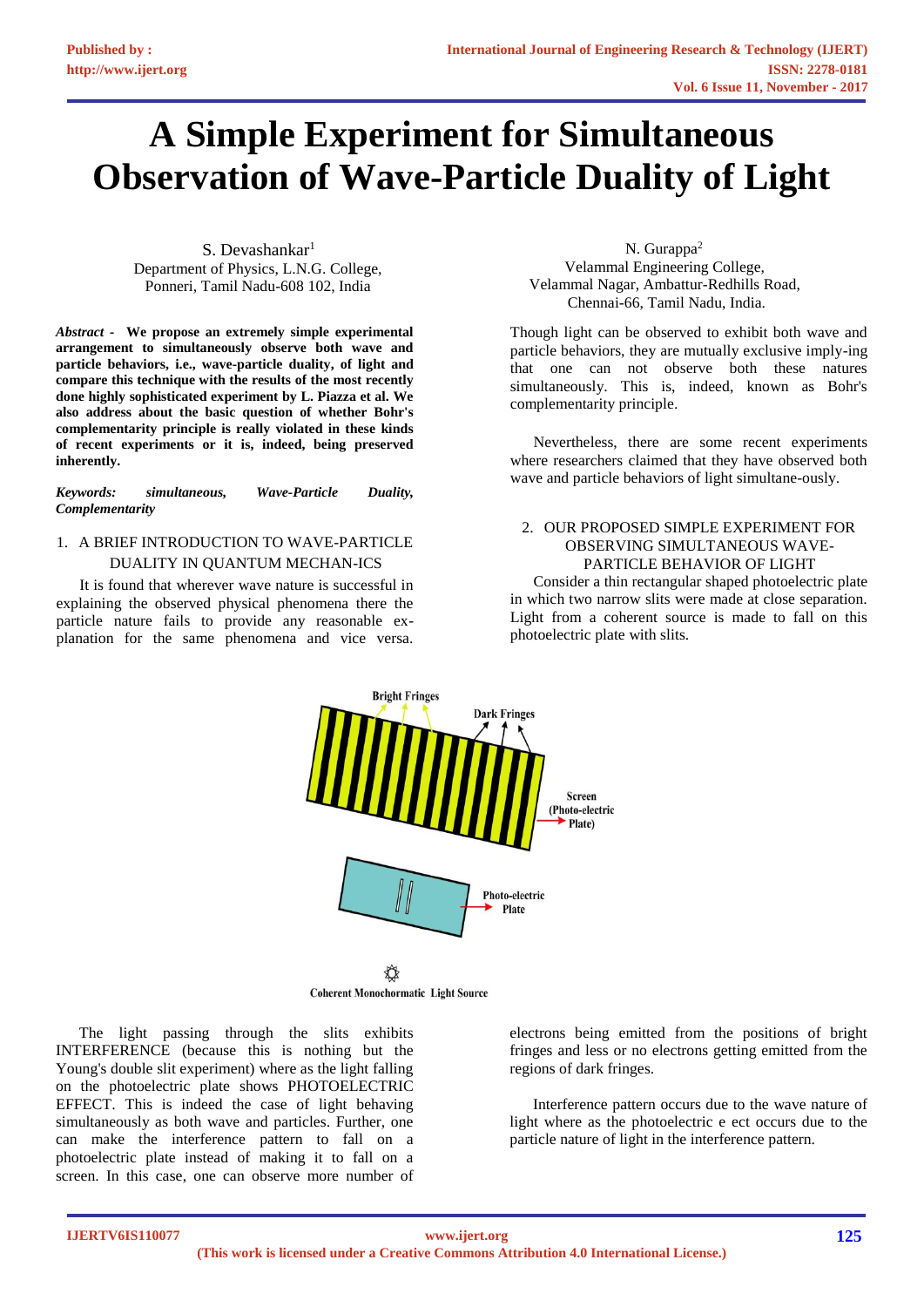# A Simple Experiment for Simultaneous Observation of Wave-Particle Duality of Light

S. Devashankar[1]
Department of Physics, L.N.G. College,
Ponneri, Tamil Nadu-608 102, India

N. Gurappa[2]
Velammal Engineering College,
Velammal Nagar, Ambattur-Redhills Road,
Chennai-66, Tamil Nadu, India.

***Abstract* - We propose an extremely simple experimental arrangement to simultaneously observe both wave and particle behaviors, i.e., wave-particle duality, of light and compare this technique with the results of the most recently done highly sophisticated experiment by L. Piazza et al. We also address about the basic question of whether Bohr's complementarity principle is really violated in these kinds of recent experiments or it is, indeed, being preserved inherently.**

***Keywords:* *simultaneous, Wave-Particle Duality, Complementarity***

## 1. A BRIEF INTRODUCTION TO WAVE-PARTICLE DUALITY IN QUANTUM MECHAN-ICS

It is found that wherever wave nature is successful in explaining the observed physical phenomena there the particle nature fails to provide any reasonable ex-planation for the same phenomena and vice versa. Though light can be observed to exhibit both wave and particle behaviors, they are mutually exclusive imply-ing that one can not observe both these natures simultaneously. This is, indeed, known as Bohr's complementarity principle.

Nevertheless, there are some recent experiments where researchers claimed that they have observed both wave and particle behaviors of light simultane-ously.

## 2. OUR PROPOSED SIMPLE EXPERIMENT FOR OBSERVING SIMULTANEOUS WAVE-PARTICLE BEHAVIOR OF LIGHT

Consider a thin rectangular shaped photoelectric plate in which two narrow slits were made at close separation. Light from a coherent source is made to fall on this photoelectric plate with slits.

Bright Fringes
Dark Fringes
Screen (Photo-electric Plate)
Photo-electric Plate
Coherent Monochormatic Light Source

The light passing through the slits exhibits INTERFERENCE (because this is nothing but the Young's double slit experiment) where as the light falling on the photoelectric plate shows PHOTOELECTRIC EFFECT. This is indeed the case of light behaving simultaneously as both wave and particles. Further, one can make the interference pattern to fall on a photoelectric plate instead of making it to fall on a screen. In this case, one can observe more number of electrons being emitted from the positions of bright fringes and less or no electrons getting emitted from the regions of dark fringes.

Interference pattern occurs due to the wave nature of light where as the photoelectric e ect occurs due to the particle nature of light in the interference pattern.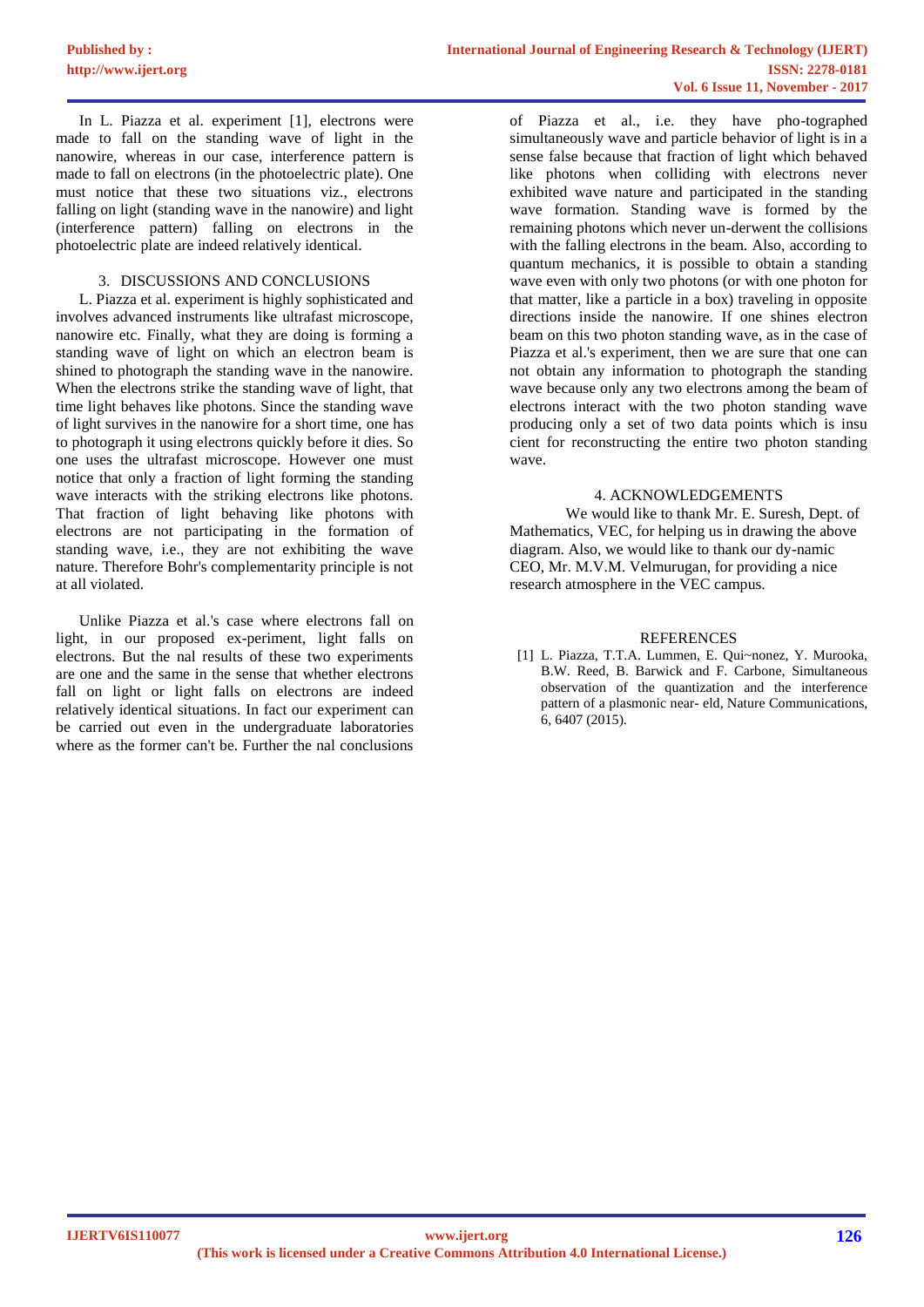In L. Piazza et al. experiment [1], electrons were made to fall on the standing wave of light in the nanowire, whereas in our case, interference pattern is made to fall on electrons (in the photoelectric plate). One must notice that these two situations viz., electrons falling on light (standing wave in the nanowire) and light (interference pattern) falling on electrons in the photoelectric plate are indeed relatively identical.

## 3. DISCUSSIONS AND CONCLUSIONS

L. Piazza et al. experiment is highly sophisticated and involves advanced instruments like ultrafast microscope, nanowire etc. Finally, what they are doing is forming a standing wave of light on which an electron beam is shined to photograph the standing wave in the nanowire. When the electrons strike the standing wave of light, that time light behaves like photons. Since the standing wave of light survives in the nanowire for a short time, one has to photograph it using electrons quickly before it dies. So one uses the ultrafast microscope. However one must notice that only a fraction of light forming the standing wave interacts with the striking electrons like photons. That fraction of light behaving like photons with electrons are not participating in the formation of standing wave, i.e., they are not exhibiting the wave nature. Therefore Bohr's complementarity principle is not at all violated.

Unlike Piazza et al.'s case where electrons fall on light, in our proposed ex-periment, light falls on electrons. But the nal results of these two experiments are one and the same in the sense that whether electrons fall on light or light falls on electrons are indeed relatively identical situations. In fact our experiment can be carried out even in the undergraduate laboratories where as the former can't be. Further the nal conclusions of Piazza et al., i.e. they have pho-tographed simultaneously wave and particle behavior of light is in a sense false because that fraction of light which behaved like photons when colliding with electrons never exhibited wave nature and participated in the standing wave formation. Standing wave is formed by the remaining photons which never un-derwent the collisions with the falling electrons in the beam. Also, according to quantum mechanics, it is possible to obtain a standing wave even with only two photons (or with one photon for that matter, like a particle in a box) traveling in opposite directions inside the nanowire. If one shines electron beam on this two photon standing wave, as in the case of Piazza et al.'s experiment, then we are sure that one can not obtain any information to photograph the standing wave because only any two electrons among the beam of electrons interact with the two photon standing wave producing only a set of two data points which is insu cient for reconstructing the entire two photon standing wave.

## 4. ACKNOWLEDGEMENTS

We would like to thank Mr. E. Suresh, Dept. of Mathematics, VEC, for helping us in drawing the above diagram. Also, we would like to thank our dy-namic CEO, Mr. M.V.M. Velmurugan, for providing a nice research atmosphere in the VEC campus.

## REFERENCES

[1] L. Piazza, T.T.A. Lummen, E. Qui~nonez, Y. Murooka, B.W. Reed, B. Barwick and F. Carbone, Simultaneous observation of the quantization and the interference pattern of a plasmonic near- eld, Nature Communications, 6, 6407 (2015).